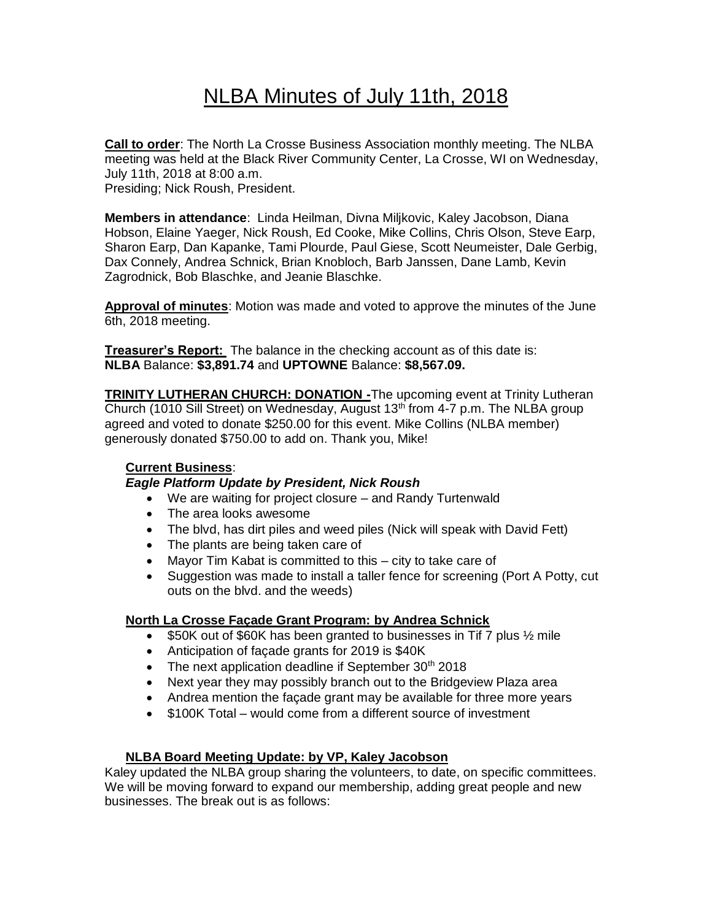# NLBA Minutes of July 11th, 2018

**Call to order**: The North La Crosse Business Association monthly meeting. The NLBA meeting was held at the Black River Community Center, La Crosse, WI on Wednesday, July 11th, 2018 at 8:00 a.m.
Presiding; Nick Roush, President.

**Members in attendance**: Linda Heilman, Divna Miljkovic, Kaley Jacobson, Diana Hobson, Elaine Yaeger, Nick Roush, Ed Cooke, Mike Collins, Chris Olson, Steve Earp, Sharon Earp, Dan Kapanke, Tami Plourde, Paul Giese, Scott Neumeister, Dale Gerbig, Dax Connely, Andrea Schnick, Brian Knobloch, Barb Janssen, Dane Lamb, Kevin Zagrodnick, Bob Blaschke, and Jeanie Blaschke.

**Approval of minutes**: Motion was made and voted to approve the minutes of the June 6th, 2018 meeting.

**Treasurer's Report:** The balance in the checking account as of this date is:
**NLBA** Balance: **$3,891.74** and **UPTOWNE** Balance: **$8,567.09.**

**TRINITY LUTHERAN CHURCH: DONATION -**The upcoming event at Trinity Lutheran Church (1010 Sill Street) on Wednesday, August 13th from 4-7 p.m. The NLBA group agreed and voted to donate $250.00 for this event. Mike Collins (NLBA member) generously donated $750.00 to add on. Thank you, Mike!

**Current Business**:

***Eagle Platform Update by President, Nick Roush***

- We are waiting for project closure – and Randy Turtenwald
- The area looks awesome
- The blvd, has dirt piles and weed piles (Nick will speak with David Fett)
- The plants are being taken care of
- Mayor Tim Kabat is committed to this – city to take care of
- Suggestion was made to install a taller fence for screening (Port A Potty, cut outs on the blvd. and the weeds)

**North La Crosse Façade Grant Program: by Andrea Schnick**

- $50K out of $60K has been granted to businesses in Tif 7 plus ½ mile
- Anticipation of façade grants for 2019 is $40K
- The next application deadline if September 30th 2018
- Next year they may possibly branch out to the Bridgeview Plaza area
- Andrea mention the façade grant may be available for three more years
- $100K Total – would come from a different source of investment

**NLBA Board Meeting Update: by VP, Kaley Jacobson**

Kaley updated the NLBA group sharing the volunteers, to date, on specific committees. We will be moving forward to expand our membership, adding great people and new businesses. The break out is as follows: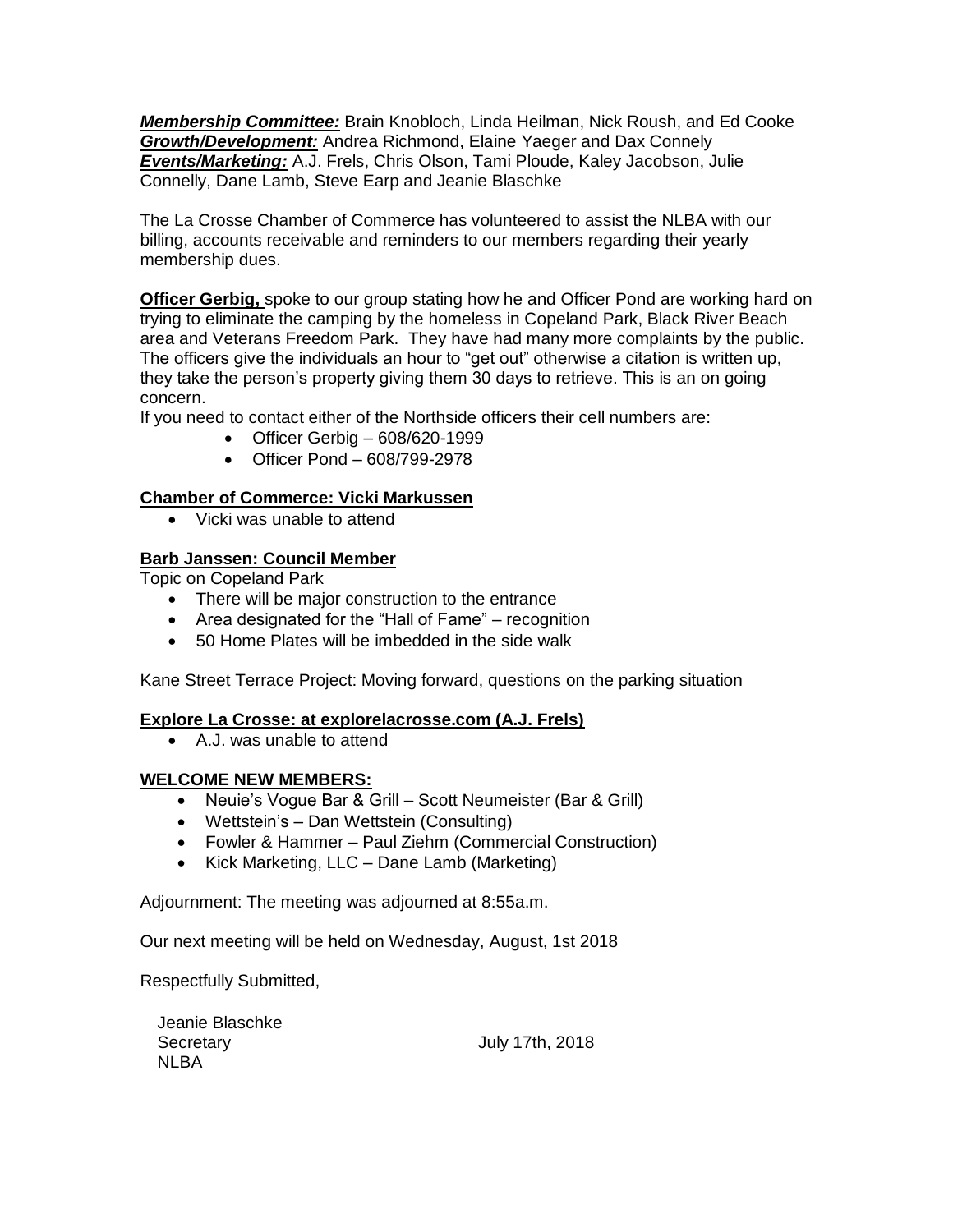***Membership Committee:*** Brain Knobloch, Linda Heilman, Nick Roush, and Ed Cooke
***Growth/Development:*** Andrea Richmond, Elaine Yaeger and Dax Connely
***Events/Marketing:*** A.J. Frels, Chris Olson, Tami Ploude, Kaley Jacobson, Julie Connelly, Dane Lamb, Steve Earp and Jeanie Blaschke

The La Crosse Chamber of Commerce has volunteered to assist the NLBA with our billing, accounts receivable and reminders to our members regarding their yearly membership dues.

**Officer Gerbig,** spoke to our group stating how he and Officer Pond are working hard on trying to eliminate the camping by the homeless in Copeland Park, Black River Beach area and Veterans Freedom Park. They have had many more complaints by the public. The officers give the individuals an hour to "get out" otherwise a citation is written up, they take the person's property giving them 30 days to retrieve. This is an on going concern.

If you need to contact either of the Northside officers their cell numbers are:

- Officer Gerbig – 608/620-1999
- Officer Pond – 608/799-2978

**Chamber of Commerce: Vicki Markussen**

- Vicki was unable to attend

**Barb Janssen: Council Member**

Topic on Copeland Park

- There will be major construction to the entrance
- Area designated for the "Hall of Fame" – recognition
- 50 Home Plates will be imbedded in the side walk

Kane Street Terrace Project: Moving forward, questions on the parking situation

**Explore La Crosse: at explorelacrosse.com (A.J. Frels)**

- A.J. was unable to attend

**WELCOME NEW MEMBERS:**

- Neuie's Vogue Bar & Grill – Scott Neumeister (Bar & Grill)
- Wettstein's – Dan Wettstein (Consulting)
- Fowler & Hammer – Paul Ziehm (Commercial Construction)
- Kick Marketing, LLC – Dane Lamb (Marketing)

Adjournment: The meeting was adjourned at 8:55a.m.

Our next meeting will be held on Wednesday, August, 1st 2018

Respectfully Submitted,

Jeanie Blaschke
Secretary
NLBA

July 17th, 2018